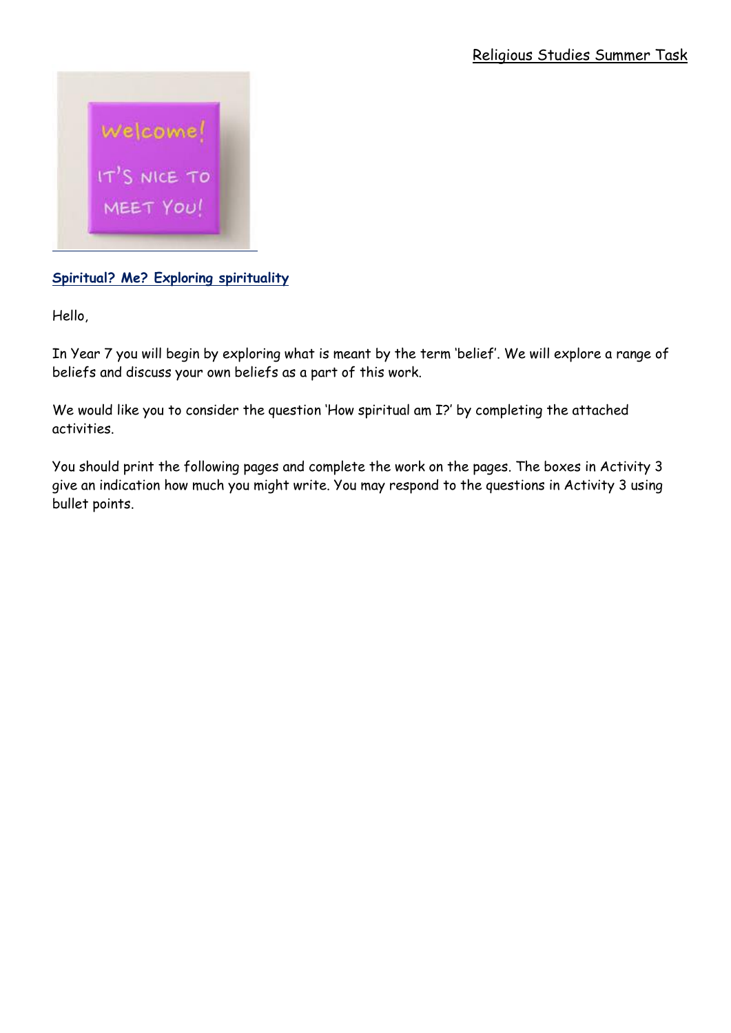Religious Studies Summer Task

## Spiritual? Me? Exploring spirituality

Hello,

In Year 7 you will begin by exploring what is meant by the term 'belief'. We will explore a range of beliefs and discuss your own beliefs as a part of this work.

We would like you to consider the question 'How spiritual am I?' by completing the attached activities.

You should print the following pages and complete the work on the pages. The boxes in Activity 3 give an indication how much you might write. You may respond to the questions in Activity 3 using bullet points.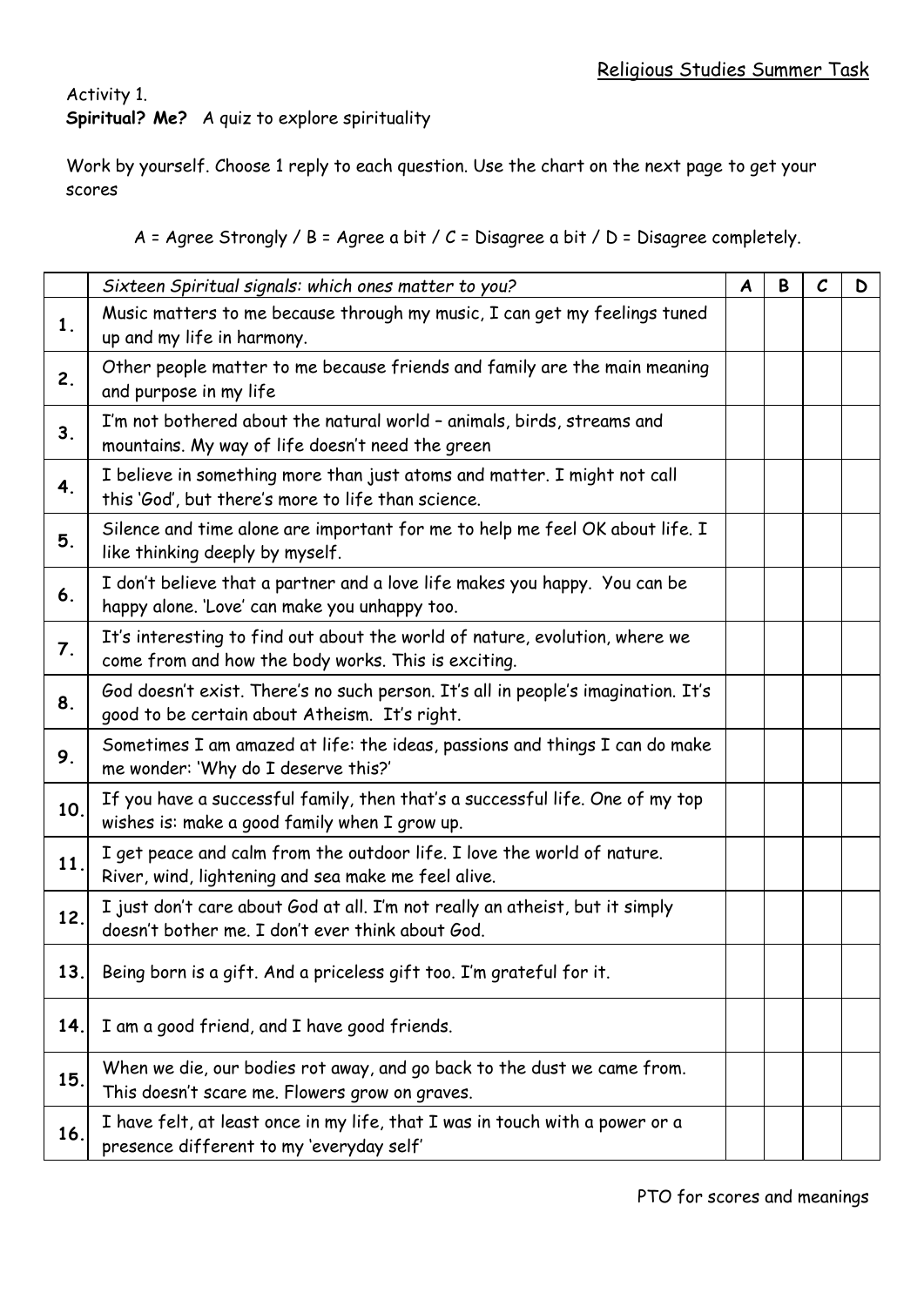Religious Studies Summer Task

Activity 1.

**Spiritual? Me?** A quiz to explore spirituality

Work by yourself. Choose 1 reply to each question. Use the chart on the next page to get your scores

A = Agree Strongly / B = Agree a bit / C = Disagree a bit / D = Disagree completely.

| | *Sixteen Spiritual signals: which ones matter to you?* | **A** | **B** | **C** | **D** |
|---|---|---|---|---|---|
| **1.** | Music matters to me because through my music, I can get my feelings tuned up and my life in harmony. | | | | |
| **2.** | Other people matter to me because friends and family are the main meaning and purpose in my life | | | | |
| **3.** | I'm not bothered about the natural world – animals, birds, streams and mountains. My way of life doesn't need the green | | | | |
| **4.** | I believe in something more than just atoms and matter. I might not call this 'God', but there's more to life than science. | | | | |
| **5.** | Silence and time alone are important for me to help me feel OK about life. I like thinking deeply by myself. | | | | |
| **6.** | I don't believe that a partner and a love life makes you happy. You can be happy alone. 'Love' can make you unhappy too. | | | | |
| **7.** | It's interesting to find out about the world of nature, evolution, where we come from and how the body works. This is exciting. | | | | |
| **8.** | God doesn't exist. There's no such person. It's all in people's imagination. It's good to be certain about Atheism. It's right. | | | | |
| **9.** | Sometimes I am amazed at life: the ideas, passions and things I can do make me wonder: 'Why do I deserve this?' | | | | |
| **10.** | If you have a successful family, then that's a successful life. One of my top wishes is: make a good family when I grow up. | | | | |
| **11.** | I get peace and calm from the outdoor life. I love the world of nature. River, wind, lightening and sea make me feel alive. | | | | |
| **12.** | I just don't care about God at all. I'm not really an atheist, but it simply doesn't bother me. I don't ever think about God. | | | | |
| **13.** | Being born is a gift. And a priceless gift too. I'm grateful for it. | | | | |
| **14.** | I am a good friend, and I have good friends. | | | | |
| **15.** | When we die, our bodies rot away, and go back to the dust we came from. This doesn't scare me. Flowers grow on graves. | | | | |
| **16.** | I have felt, at least once in my life, that I was in touch with a power or a presence different to my 'everyday self' | | | | |

PTO for scores and meanings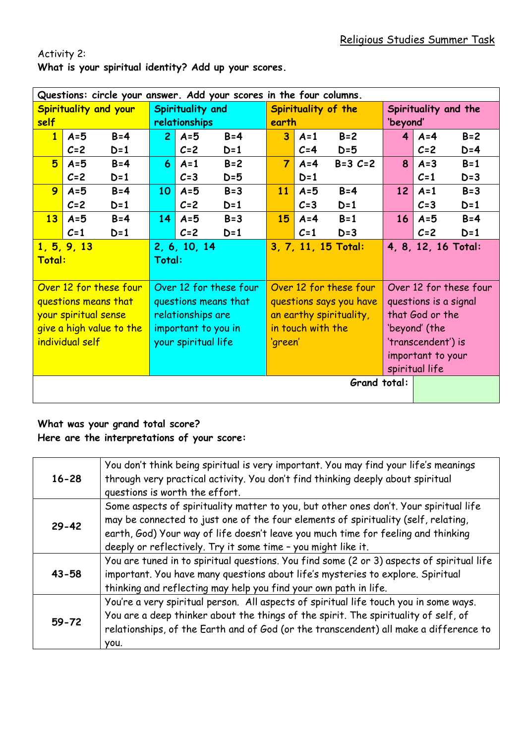Religious Studies Summer Task

Activity 2:

**What is your spiritual identity? Add up your scores.**

| Questions: circle your answer. Add your scores in the four columns. | | | |
|---|---|---|---|
| **Spirituality and your self** | **Spirituality and relationships** | **Spirituality of the earth** | **Spirituality and the 'beyond'** |
| **1** A=5 B=4 C=2 D=1 | **2** A=5 B=4 C=2 D=1 | **3** A=1 B=2 C=4 D=5 | **4** A=4 B=2 C=2 D=4 |
| **5** A=5 B=4 C=2 D=1 | **6** A=1 B=2 C=3 D=5 | **7** A=4 B=3 C=2 D=1 | **8** A=3 B=1 C=1 D=3 |
| **9** A=5 B=4 C=2 D=1 | **10** A=5 B=3 C=2 D=1 | **11** A=5 B=4 C=3 D=1 | **12** A=1 B=3 C=3 D=1 |
| **13** A=5 B=4 C=1 D=1 | **14** A=5 B=3 C=2 D=1 | **15** A=4 B=1 C=1 D=3 | **16** A=5 B=4 C=2 D=1 |
| **1, 5, 9, 13 Total:** | **2, 6, 10, 14 Total:** | **3, 7, 11, 15 Total:** | **4, 8, 12, 16 Total:** |
| Over 12 for these four questions means that your spiritual sense give a high value to the individual self | Over 12 for these four questions means that relationships are important to you in your spiritual life | Over 12 for these four questions says you have an earthy spirituality, in touch with the 'green' | Over 12 for these four questions is a signal that God or the 'beyond' (the 'transcendent') is important to your spiritual life |
| | | **Grand total:** | |

**What was your grand total score?**
**Here are the interpretations of your score:**

| Score | Interpretation |
|---|---|
| **16-28** | You don't think being spiritual is very important. You may find your life's meanings through very practical activity. You don't find thinking deeply about spiritual questions is worth the effort. |
| **29-42** | Some aspects of spirituality matter to you, but other ones don't. Your spiritual life may be connected to just one of the four elements of spirituality (self, relating, earth, God) Your way of life doesn't leave you much time for feeling and thinking deeply or reflectively. Try it some time – you might like it. |
| **43-58** | You are tuned in to spiritual questions. You find some (2 or 3) aspects of spiritual life important. You have many questions about life's mysteries to explore. Spiritual thinking and reflecting may help you find your own path in life. |
| **59-72** | You're a very spiritual person. All aspects of spiritual life touch you in some ways. You are a deep thinker about the things of the spirit. The spirituality of self, of relationships, of the Earth and of God (or the transcendent) all make a difference to you. |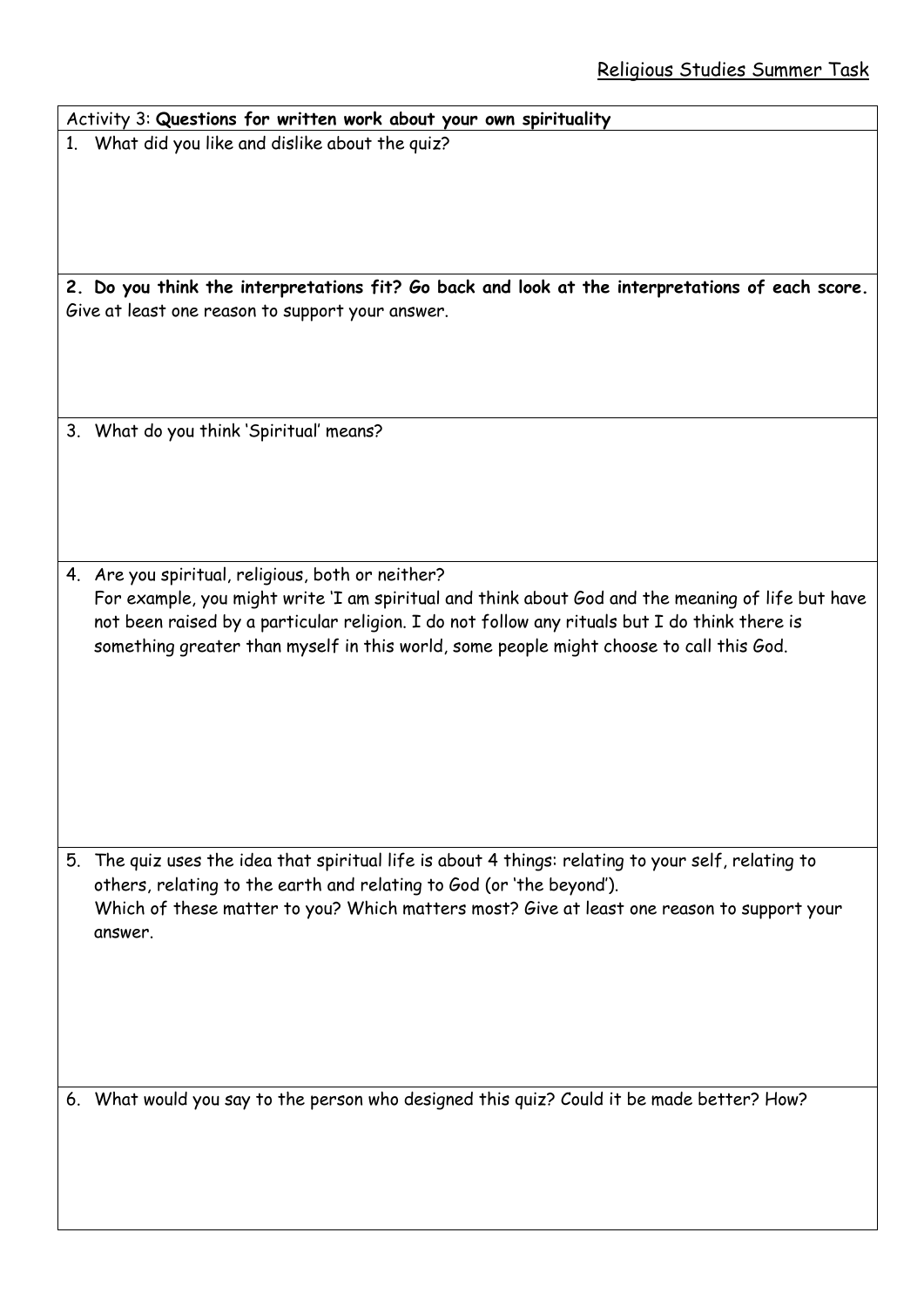Religious Studies Summer Task

Activity 3: **Questions for written work about your own spirituality**

1. What did you like and dislike about the quiz?

**2. Do you think the interpretations fit? Go back and look at the interpretations of each score.** Give at least one reason to support your answer.

3. What do you think 'Spiritual' means?

4. Are you spiritual, religious, both or neither?
   For example, you might write 'I am spiritual and think about God and the meaning of life but have not been raised by a particular religion. I do not follow any rituals but I do think there is something greater than myself in this world, some people might choose to call this God.

5. The quiz uses the idea that spiritual life is about 4 things: relating to your self, relating to others, relating to the earth and relating to God (or 'the beyond').
   Which of these matter to you? Which matters most? Give at least one reason to support your answer.

6. What would you say to the person who designed this quiz? Could it be made better? How?